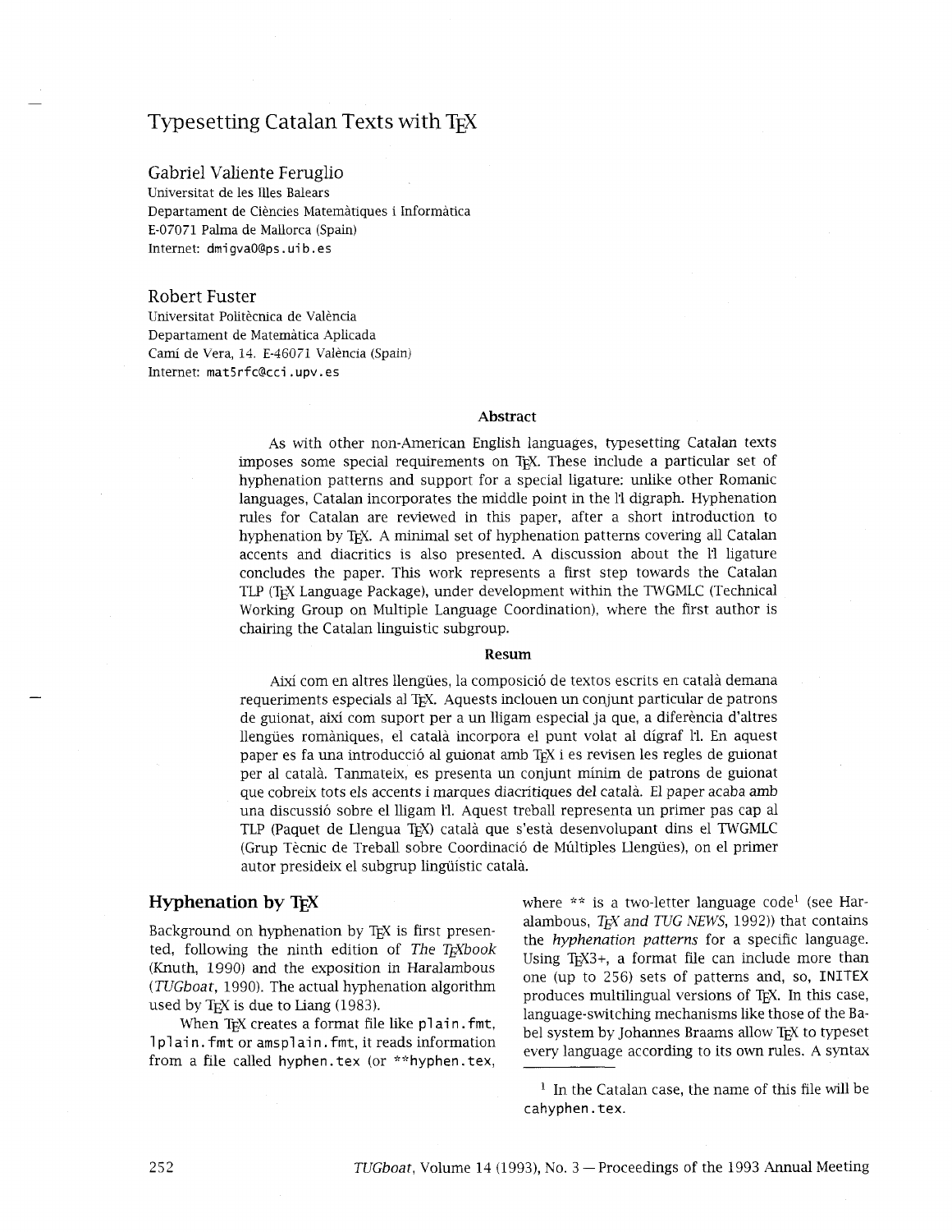# Typesetting Catalan Texts with TEX

Gabriel Valiente Feruglio
Universitat de les Illes Balears
Departament de Ciències Matemàtiques i Informàtica
E-07071 Palma de Mallorca (Spain)
Internet: dmigva0@ps.uib.es

Robert Fuster
Universitat Politècnica de València
Departament de Matemàtica Aplicada
Camí de Vera, 14. E-46071 València (Spain)
Internet: mat5rfc@cci.upv.es

### Abstract

As with other non-American English languages, typesetting Catalan texts imposes some special requirements on TEX. These include a particular set of hyphenation patterns and support for a special ligature: unlike other Romanic languages, Catalan incorporates the middle point in the l·l digraph. Hyphenation rules for Catalan are reviewed in this paper, after a short introduction to hyphenation by TEX. A minimal set of hyphenation patterns covering all Catalan accents and diacritics is also presented. A discussion about the l·l ligature concludes the paper. This work represents a first step towards the Catalan TLP (TEX Language Package), under development within the TWGMLC (Technical Working Group on Multiple Language Coordination), where the first author is chairing the Catalan linguistic subgroup.

### Resum

Així com en altres llengües, la composició de textos escrits en català demana requeriments especials al TEX. Aquests inclouen un conjunt particular de patrons de guionat, així com suport per a un lligam especial ja que, a diferència d'altres llengües romàniques, el català incorpora el punt volat al dígraf l·l. En aquest paper es fa una introducció al guionat amb TEX i es revisen les regles de guionat per al català. Tanmateix, es presenta un conjunt mínim de patrons de guionat que cobreix tots els accents i marques diacrítiques del català. El paper acaba amb una discussió sobre el lligam l·l. Aquest treball representa un primer pas cap al TLP (Paquet de Llengua TEX) català que s'està desenvolupant dins el TWGMLC (Grup Tècnic de Treball sobre Coordinació de Múltiples Llengües), on el primer autor presideix el subgrup lingüístic català.

## Hyphenation by TEX

Background on hyphenation by TEX is first presented, following the ninth edition of *The TEXbook* (Knuth, 1990) and the exposition in Haralambous (*TUGboat*, 1990). The actual hyphenation algorithm used by TEX is due to Liang (1983).

When TEX creates a format file like `plain.fmt`, `lplain.fmt` or `amsplain.fmt`, it reads information from a file called `hyphen.tex` (or `**hyphen.tex`, where `**` is a two-letter language code[1] (see Haralambous, *TEX and TUG NEWS*, 1992)) that contains the *hyphenation patterns* for a specific language. Using TEX3+, a format file can include more than one (up to 256) sets of patterns and, so, `INITEX` produces multilingual versions of TEX. In this case, language-switching mechanisms like those of the Babel system by Johannes Braams allow TEX to typeset every language according to its own rules. A syntax

[1] In the Catalan case, the name of this file will be `cahyphen.tex`.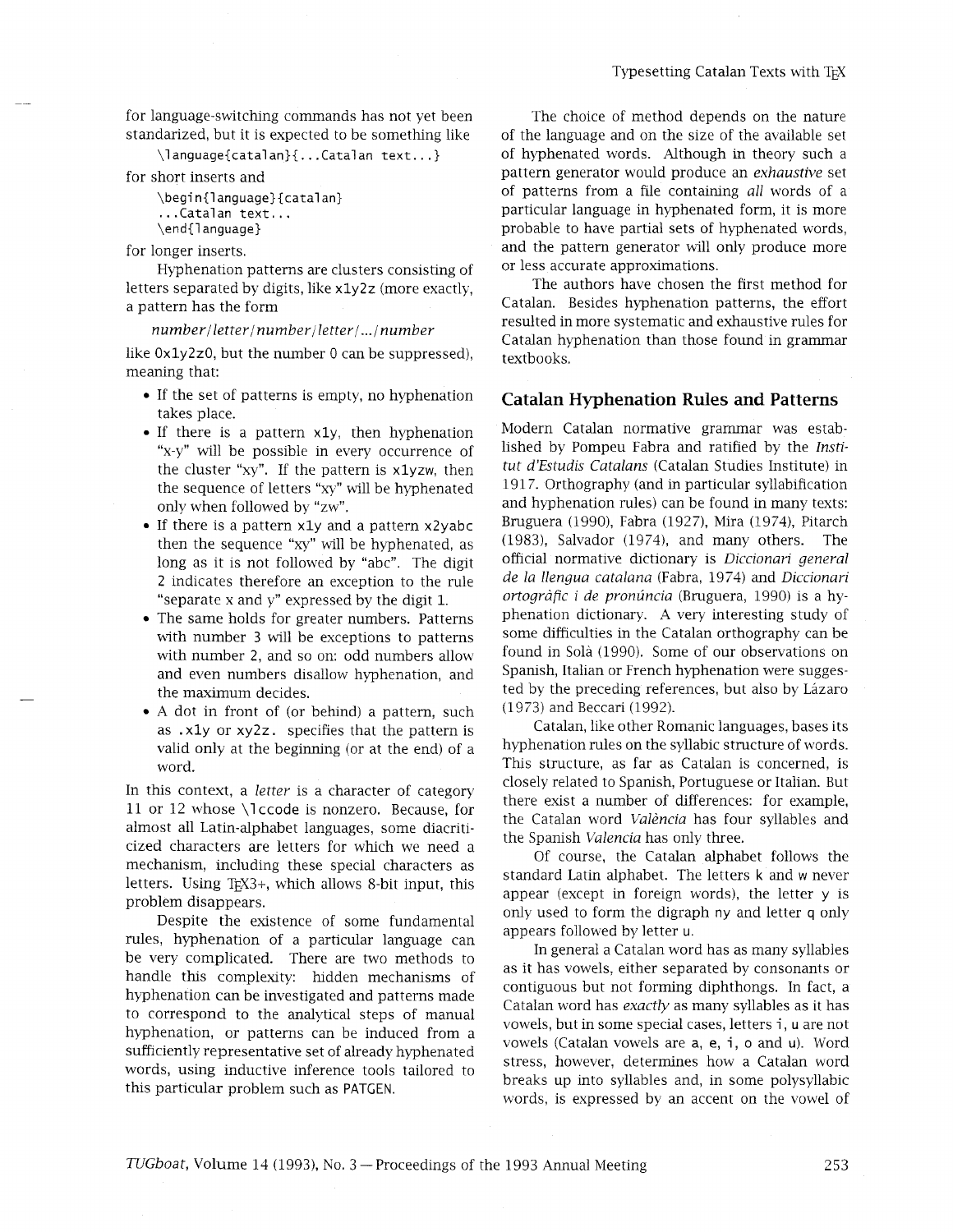for language-switching commands has not yet been standarized, but it is expected to be something like

```
\language{catalan}{...Catalan text...}
```

for short inserts and

```
\begin{language}{catalan}
...Catalan text...
\end{language}
```

for longer inserts.

Hyphenation patterns are clusters consisting of letters separated by digits, like `x1y2z` (more exactly, a pattern has the form

*number/letter/number/letter/.../number*

like `0x1y2z0`, but the number 0 can be suppressed), meaning that:

- If the set of patterns is empty, no hyphenation takes place.
- If there is a pattern `x1y`, then hyphenation "x-y" will be possible in every occurrence of the cluster "xy". If the pattern is `x1yzw`, then the sequence of letters "xy" will be hyphenated only when followed by "zw".
- If there is a pattern `x1y` and a pattern `x2yabc` then the sequence "xy" will be hyphenated, as long as it is not followed by "abc". The digit 2 indicates therefore an exception to the rule "separate x and y" expressed by the digit 1.
- The same holds for greater numbers. Patterns with number 3 will be exceptions to patterns with number 2, and so on: odd numbers allow and even numbers disallow hyphenation, and the maximum decides.
- A dot in front of (or behind) a pattern, such as `.x1y` or `xy2z.` specifies that the pattern is valid only at the beginning (or at the end) of a word.

In this context, a *letter* is a character of category 11 or 12 whose `\lccode` is nonzero. Because, for almost all Latin-alphabet languages, some diacriticized characters are letters for which we need a mechanism, including these special characters as letters. Using TeX3+, which allows 8-bit input, this problem disappears.

Despite the existence of some fundamental rules, hyphenation of a particular language can be very complicated. There are two methods to handle this complexity: hidden mechanisms of hyphenation can be investigated and patterns made to correspond to the analytical steps of manual hyphenation, or patterns can be induced from a sufficiently representative set of already hyphenated words, using inductive inference tools tailored to this particular problem such as PATGEN.

The choice of method depends on the nature of the language and on the size of the available set of hyphenated words. Although in theory such a pattern generator would produce an *exhaustive* set of patterns from a file containing *all* words of a particular language in hyphenated form, it is more probable to have partial sets of hyphenated words, and the pattern generator will only produce more or less accurate approximations.

The authors have chosen the first method for Catalan. Besides hyphenation patterns, the effort resulted in more systematic and exhaustive rules for Catalan hyphenation than those found in grammar textbooks.

## Catalan Hyphenation Rules and Patterns

Modern Catalan normative grammar was established by Pompeu Fabra and ratified by the *Institut d'Estudis Catalans* (Catalan Studies Institute) in 1917. Orthography (and in particular syllabification and hyphenation rules) can be found in many texts: Bruguera (1990), Fabra (1927), Mira (1974), Pitarch (1983), Salvador (1974), and many others. The official normative dictionary is *Diccionari general de la llengua catalana* (Fabra, 1974) and *Diccionari ortogràfic i de pronúncia* (Bruguera, 1990) is a hyphenation dictionary. A very interesting study of some difficulties in the Catalan orthography can be found in Solà (1990). Some of our observations on Spanish, Italian or French hyphenation were suggested by the preceding references, but also by Lázaro (1973) and Beccari (1992).

Catalan, like other Romanic languages, bases its hyphenation rules on the syllabic structure of words. This structure, as far as Catalan is concerned, is closely related to Spanish, Portuguese or Italian. But there exist a number of differences: for example, the Catalan word *València* has four syllables and the Spanish *Valencia* has only three.

Of course, the Catalan alphabet follows the standard Latin alphabet. The letters `k` and `w` never appear (except in foreign words), the letter `y` is only used to form the digraph `ny` and letter `q` only appears followed by letter `u`.

In general a Catalan word has as many syllables as it has vowels, either separated by consonants or contiguous but not forming diphthongs. In fact, a Catalan word has *exactly* as many syllables as it has vowels, but in some special cases, letters `i`, `u` are not vowels (Catalan vowels are `a`, `e`, `i`, `o` and `u`). Word stress, however, determines how a Catalan word breaks up into syllables and, in some polysyllabic words, is expressed by an accent on the vowel of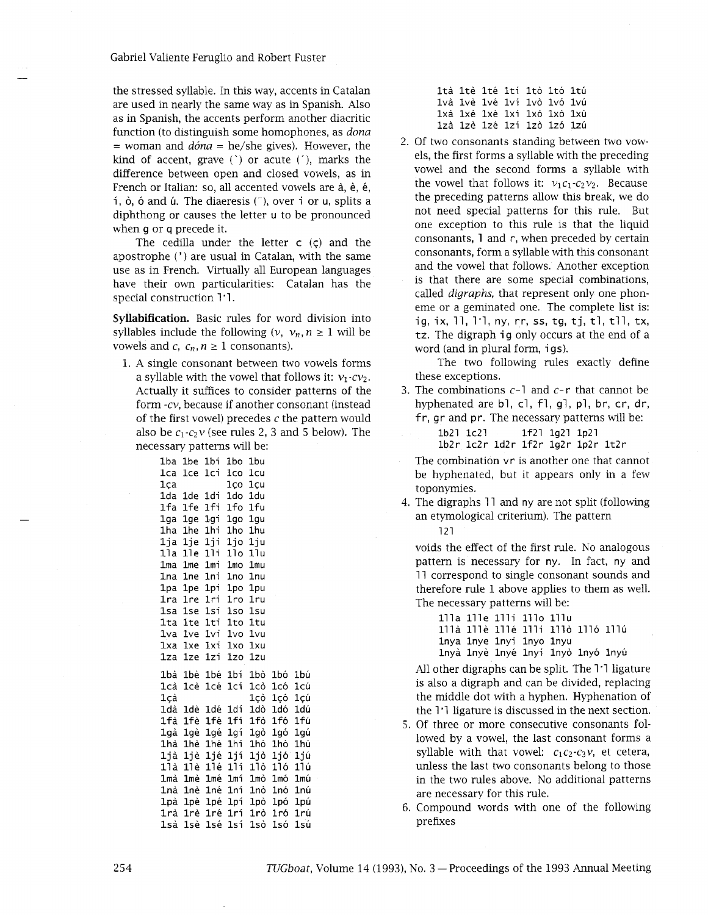the stressed syllable. In this way, accents in Catalan are used in nearly the same way as in Spanish. Also as in Spanish, the accents perform another diacritic function (to distinguish some homophones, as *dona* = woman and *dóna* = he/she gives). However, the kind of accent, grave (`) or acute (´), marks the difference between open and closed vowels, as in French or Italian: so, all accented vowels are à, è, é, í, ò, ó and ú. The diaeresis (¨), over i or u, splits a diphthong or causes the letter u to be pronounced when g or q precede it.

The cedilla under the letter c (ç) and the apostrophe (') are usual in Catalan, with the same use as in French. Virtually all European languages have their own particularities: Catalan has the special construction l·l.

**Syllabification.** Basic rules for word division into syllables include the following ($v$, $v_n, n \geq 1$ will be vowels and $c$, $c_n, n \geq 1$ consonants).

1. A single consonant between two vowels forms a syllable with the vowel that follows it: $v_1$-$cv_2$. Actually it suffices to consider patterns of the form -$cv$, because if another consonant (instead of the first vowel) precedes $c$ the pattern would also be $c_1$-$c_2v$ (see rules 2, 3 and 5 below). The necessary patterns will be:

```
1ba 1be 1bi 1bo 1bu
1ca 1ce 1ci 1co 1cu
1ça         1ço 1çu
1da 1de 1di 1do 1du
1fa 1fe 1fi 1fo 1fu
1ga 1ge 1gi 1go 1gu
1ha 1he 1hi 1ho 1hu
1ja 1je 1ji 1jo 1ju
1la 1le 1li 1lo 1lu
1ma 1me 1mi 1mo 1mu
1na 1ne 1ni 1no 1nu
1pa 1pe 1pi 1po 1pu
1ra 1re 1ri 1ro 1ru
1sa 1se 1si 1so 1su
1ta 1te 1ti 1to 1tu
1va 1ve 1vi 1vo 1vu
1xa 1xe 1xi 1xo 1xu
1za 1ze 1zi 1zo 1zu

1bà 1bè 1bé 1bí 1bò 1bó 1bú
1cà 1cè 1cé 1cí 1cò 1có 1cú
1çà             1çò 1çó 1çú
1dà 1dè 1dé 1dí 1dò 1dó 1dú
1fà 1fè 1fé 1fí 1fò 1fó 1fú
1gà 1gè 1gé 1gí 1gò 1gó 1gú
1hà 1hè 1hé 1hí 1hò 1hó 1hú
1jà 1jè 1jé 1jí 1jò 1jó 1jú
1là 1lè 1lé 1lí 1lò 1ló 1lú
1mà 1mè 1mé 1mí 1mò 1mó 1mú
1nà 1nè 1né 1ní 1nò 1nó 1nú
1pà 1pè 1pé 1pí 1pò 1pó 1pú
1rà 1rè 1ré 1rí 1rò 1ró 1rú
1sà 1sè 1sé 1sí 1sò 1só 1sú
1tà 1tè 1té 1tí 1tò 1tó 1tú
1và 1vè 1vé 1ví 1vò 1vó 1vú
1xà 1xè 1xé 1xí 1xò 1xó 1xú
1zà 1zè 1zé 1zí 1zò 1zó 1zú
```

2. Of two consonants standing between two vowels, the first forms a syllable with the preceding vowel and the second forms a syllable with the vowel that follows it: $v_1c_1$-$c_2v_2$. Because the preceding patterns allow this break, we do not need special patterns for this rule. But one exception to this rule is that the liquid consonants, l and r, when preceded by certain consonants, form a syllable with this consonant and the vowel that follows. Another exception is that there are some special combinations, called *digraphs*, that represent only one phoneme or a geminated one. The complete list is: ig, ix, ll, l·l, ny, rr, ss, tg, tj, tl, tll, tx, tz. The digraph ig only occurs at the end of a word (and in plural form, igs).

   The two following rules exactly define these exceptions.

3. The combinations c-l and c-r that cannot be hyphenated are bl, cl, fl, gl, pl, br, cr, dr, fr, gr and pr. The necessary patterns will be:

```
1b2l 1c2l     1f2l 1g2l 1p2l
1b2r 1c2r 1d2r 1f2r 1g2r 1p2r 1t2r
```

   The combination vr is another one that cannot be hyphenated, but it appears only in a few toponymies.

4. The digraphs ll and ny are not split (following an etymological criterium). The pattern

```
l2l
```

   voids the effect of the first rule. No analogous pattern is necessary for ny. In fact, ny and ll correspond to single consonant sounds and therefore rule 1 above applies to them as well. The necessary patterns will be:

```
1lla 1lle 1lli 1llo 1llu
1llà 1llè 1llé 1llí 1llò 1lló 1llú
1nya 1nye 1nyi 1nyo 1nyu
1nyà 1nyè 1nyé 1nyí 1nyò 1nyó 1nyú
```

   All other digraphs can be split. The l·l ligature is also a digraph and can be divided, replacing the middle dot with a hyphen. Hyphenation of the l·l ligature is discussed in the next section.

5. Of three or more consecutive consonants followed by a vowel, the last consonant forms a syllable with that vowel: $c_1c_2$-$c_3v$, et cetera, unless the last two consonants belong to those in the two rules above. No additional patterns are necessary for this rule.

6. Compound words with one of the following prefixes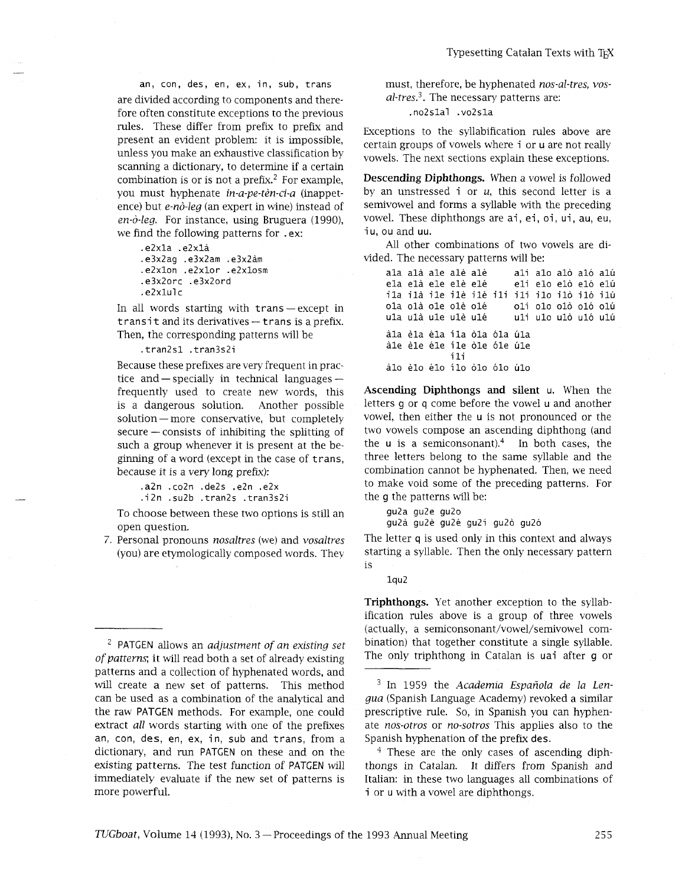```
an, con, des, en, ex, in, sub, trans
```

are divided according to components and therefore often constitute exceptions to the previous rules. These differ from prefix to prefix and present an evident problem: it is impossible, unless you make an exhaustive classification by scanning a dictionary, to determine if a certain combination is or is not a prefix.[2] For example, you must hyphenate *in-a-pe-tèn-ci-a* (inappetence) but *e-nò-leg* (an expert in wine) instead of *en-ò-leg*. For instance, using Bruguera (1990), we find the following patterns for `.ex`:

```
.e2x1a .e2x1à
.e3x2ag .e3x2am .e3x2àm
.e2x1on .e2x1or .e2x1osm
.e3x2orc .e3x2ord
.e2x1ulc
```

In all words starting with `trans` — except in `transit` and its derivatives — `trans` is a prefix. Then, the corresponding patterns will be

```
.tran2s1 .tran3s2i
```

Because these prefixes are very frequent in practice and — specially in technical languages — frequently used to create new words, this is a dangerous solution. Another possible solution — more conservative, but completely secure — consists of inhibiting the splitting of such a group whenever it is present at the beginning of a word (except in the case of `trans`, because it is a very long prefix):

```
.a2n .co2n .de2s .e2n .e2x
.i2n .su2b .tran2s .tran3s2i
```

To choose between these two options is still an open question.

7. Personal pronouns *nosaltres* (we) and *vosaltres* (you) are etymologically composed words. They must, therefore, be hyphenated *nos-al-tres, vos-al-tres*.[3]. The necessary patterns are:

```
.no2s1al .vo2s1a
```

Exceptions to the syllabification rules above are certain groups of vowels where `i` or `u` are not really vowels. The next sections explain these exceptions.

**Descending Diphthongs.** When a vowel is followed by an unstressed `i` or *u*, this second letter is a semivowel and forms a syllable with the preceding vowel. These diphthongs are `ai`, `ei`, `oi`, `ui`, `au`, `eu`, `iu`, `ou` and `uu`.

All other combinations of two vowels are divided. The necessary patterns will be:

```
a1a a1à a1e a1è a1é      a1í a1o a1ò a1ó a1ú
e1a e1à e1e e1è e1é      e1í e1o e1ò e1ó e1ú
i1a i1à i1e i1è i1é i1i  i1í i1o i1ò i1ó i1ú
o1a o1à o1e o1è o1é      o1í o1o o1ò o1ó o1ú
u1a u1à u1e u1è u1é      u1í u1o u1ò u1ó u1ú

à1a è1a é1a í1a ò1a ó1a ú1a
à1e è1e é1e í1e ò1e ó1e ú1e
                í1i
à1o è1o é1o í1o ò1o ó1o ú1o
```

**Ascending Diphthongs and silent u.** When the letters `g` or `q` come before the vowel `u` and another vowel, then either the `u` is not pronounced or the two vowels compose an ascending diphthong (and the `u` is a semiconsonant).[4] In both cases, the three letters belong to the same syllable and the combination cannot be hyphenated. Then, we need to make void some of the preceding patterns. For the `g` the patterns will be:

```
gu2a gu2e gu2o
gu2à gu2è gu2é gu2í gu2ò gu2ó
```

The letter `q` is used only in this context and always starting a syllable. Then the only necessary pattern is

```
1qu2
```

**Triphthongs.** Yet another exception to the syllabification rules above is a group of three vowels (actually, a semiconsonant/vowel/semivowel combination) that together constitute a single syllable. The only triphthong in Catalan is `uai` after `g` or

---

[2] PATGEN allows an *adjustment of an existing set of patterns*; it will read both a set of already existing patterns and a collection of hyphenated words, and will create a new set of patterns. This method can be used as a combination of the analytical and the raw PATGEN methods. For example, one could extract *all* words starting with one of the prefixes `an`, `con`, `des`, `en`, `ex`, `in`, `sub` and `trans`, from a dictionary, and run PATGEN on these and on the existing patterns. The test function of PATGEN will immediately evaluate if the new set of patterns is more powerful.

[3] In 1959 the *Academia Española de la Lengua* (Spanish Language Academy) revoked a similar prescriptive rule. So, in Spanish you can hyphenate *nos-otros* or *no-sotros* This applies also to the Spanish hyphenation of the prefix `des`.

[4] These are the only cases of ascending diphthongs in Catalan. It differs from Spanish and Italian: in these two languages all combinations of `i` or `u` with a vowel are diphthongs.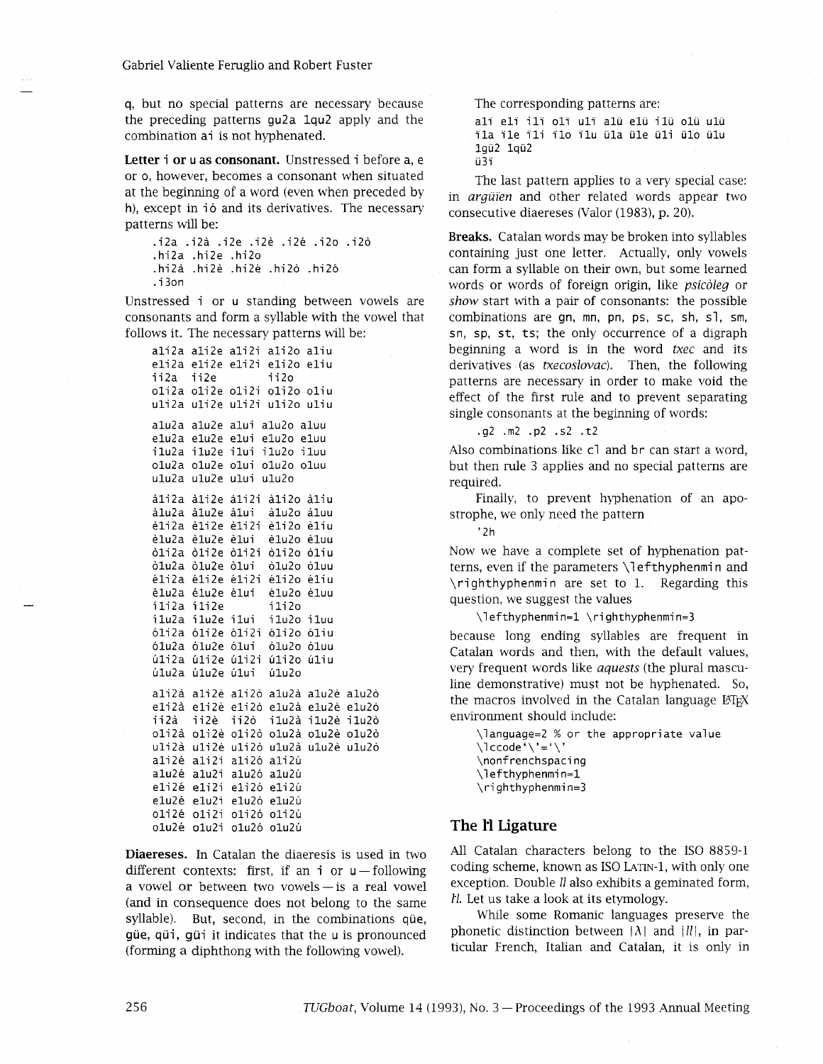q, but no special patterns are necessary because the preceding patterns gu2a 1qu2 apply and the combination ai is not hyphenated.

**Letter i or u as consonant.** Unstressed i before a, e or o, however, becomes a consonant when situated at the beginning of a word (even when preceded by h), except in ió and its derivatives. The necessary patterns will be:

```
.i2a .i2à .i2e .i2è .i2é .i2o .i2ò
.hi2a .hi2e .hi2o
.hi2à .hi2è .hi2é .hi2ò .hi2ó
.i3on
```

Unstressed i or u standing between vowels are consonants and form a syllable with the vowel that follows it. The necessary patterns will be:

```
ali2a ali2e ali2i ali2o aliu
eli2a eli2e eli2i eli2o eliu
ii2a  ii2e        ii2o
oli2a oli2e oli2i oli2o oliu
uli2a uli2e uli2i uli2o uliu

alu2a alu2e alui alu2o aluu
elu2a elu2e elui elu2o eluu
ilu2a ilu2e ilui ilu2o iluu
olu2a olu2e olui olu2o oluu
ulu2a ulu2e ului ulu2o

àli2a àli2e àli2i àli2o àliu
àlu2a àlu2e àlui  àlu2o àluu
èli2a èli2e èli2i èli2o èliu
èlu2a èlu2e èlui  èlu2o èluu
òli2a òli2e òli2i òli2o òliu
òlu2a òlu2e òlui  òlu2o òluu
éli2a éli2e éli2i éli2o éliu
élu2a élu2e élui  élu2o éluu
íli2a íli2e       íli2o
ílu2a ílu2e ílui  ílu2o íluu
óli2a óli2e óli2i óli2o óliu
ólu2a ólu2e ólui  ólu2o óluu
úli2a úli2e úli2i úli2o úliu
úlu2a úlu2e úlui  úlu2o

ali2à ali2è ali2ò alu2à alu2è alu2ò
eli2à eli2è eli2ò elu2à elu2è elu2ò
ii2à  ii2è  ii2ò  ilu2à ilu2è ilu2ò
oli2à oli2è oli2ò olu2à olu2è olu2ò
uli2à uli2è uli2ò ulu2à ulu2è ulu2ò
ali2é ali2í ali2ó ali2ú
alu2é alu2í alu2ó alu2ú
eli2é eli2í eli2ó eli2ú
elu2é elu2í elu2ó elu2ú
oli2é oli2í oli2ó oli2ú
olu2é olu2í olu2ó olu2ú
```

**Diaereses.** In Catalan the diaeresis is used in two different contexts: first, if an i or u — following a vowel or between two vowels — is a real vowel (and in consequence does not belong to the same syllable). But, second, in the combinations qüe, güe, qüi, güi it indicates that the u is pronounced (forming a diphthong with the following vowel).

The corresponding patterns are:

```
alï elï ilï olï ulï alü elü ilü olü ulü
ïla ïle ïli ïlo ïlu üla üle üli ülo ülu
1gü2 1qü2
ü3ï
```

The last pattern applies to a very special case: in *argüïen* and other related words appear two consecutive diaereses (Valor (1983), p. 20).

**Breaks.** Catalan words may be broken into syllables containing just one letter. Actually, only vowels can form a syllable on their own, but some learned words or words of foreign origin, like *psicòleg* or *show* start with a pair of consonants: the possible combinations are gn, mn, pn, ps, sc, sh, sl, sm, sn, sp, st, ts; the only occurrence of a digraph beginning a word is in the word *txec* and its derivatives (as *txecoslovac*). Then, the following patterns are necessary in order to make void the effect of the first rule and to prevent separating single consonants at the beginning of words:

```
.g2 .m2 .p2 .s2 .t2
```

Also combinations like cl and br can start a word, but then rule 3 applies and no special patterns are required.

Finally, to prevent hyphenation of an apostrophe, we only need the pattern

```
'2h
```

Now we have a complete set of hyphenation patterns, even if the parameters \lefthyphenmin and \righthyphenmin are set to 1. Regarding this question, we suggest the values

```
\lefthyphenmin=1 \righthyphenmin=3
```

because long ending syllables are frequent in Catalan words and then, with the default values, very frequent words like *aquests* (the plural masculine demonstrative) must not be hyphenated. So, the macros involved in the Catalan language LaTeX environment should include:

```
\language=2 % or the appropriate value
\lccode`\'=`\'
\nonfrenchspacing
\lefthyphenmin=1
\righthyphenmin=3
```

## The l·l Ligature

All Catalan characters belong to the ISO 8859-1 coding scheme, known as ISO LATIN-1, with only one exception. Double *ll* also exhibits a geminated form, *l·l*. Let us take a look at its etymology.

While some Romanic languages preserve the phonetic distinction between /ʎ/ and /ll/, in particular French, Italian and Catalan, it is only in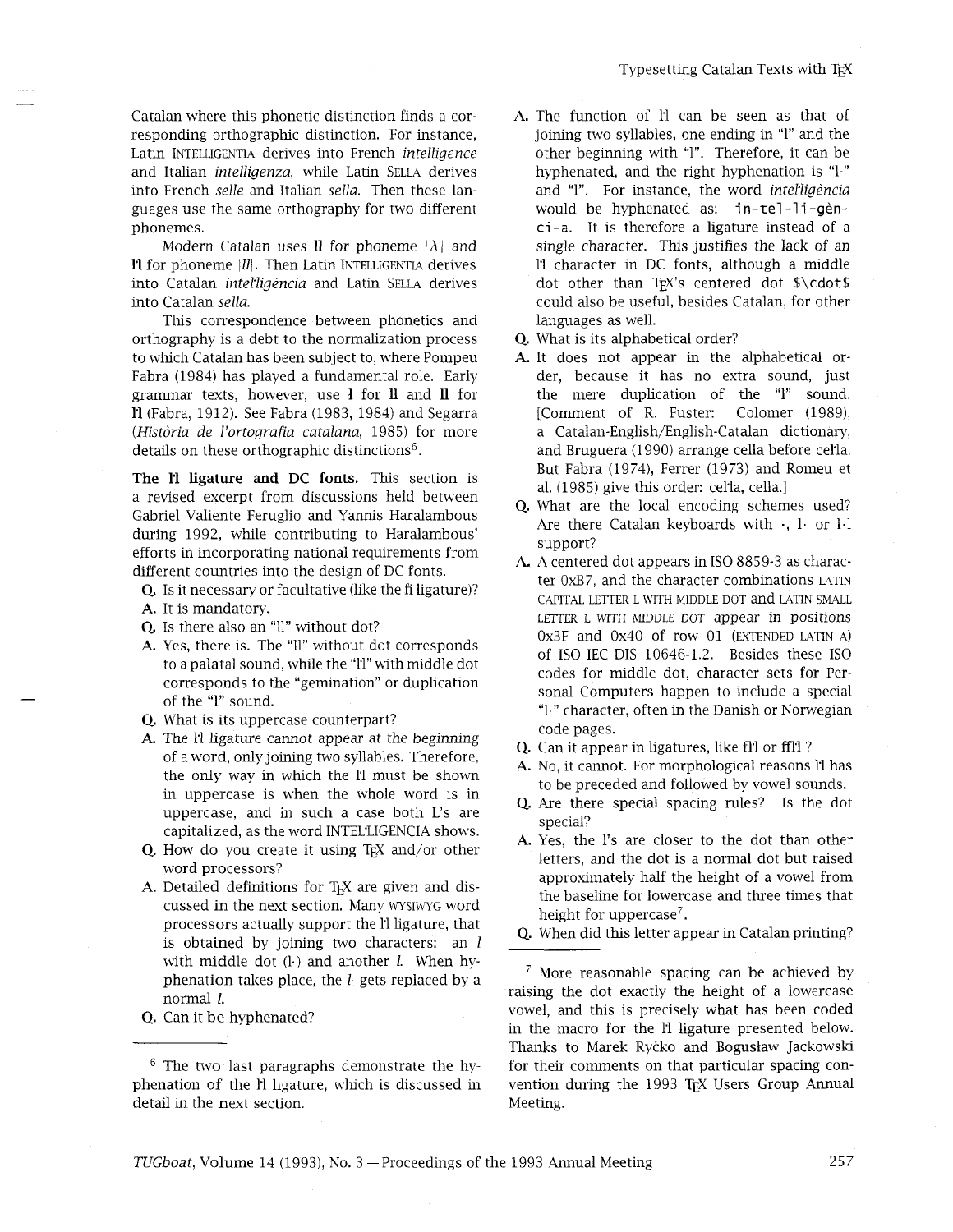Catalan where this phonetic distinction finds a corresponding orthographic distinction. For instance, Latin INTELLIGENTIA derives into French *intelligence* and Italian *intelligenza*, while Latin SELLA derives into French *selle* and Italian *sella*. Then these languages use the same orthography for two different phonemes.

Modern Catalan uses **ll** for phoneme /ʎ/ and **l·l** for phoneme /ll/. Then Latin INTELLIGENTIA derives into Catalan *intel·ligència* and Latin SELLA derives into Catalan *sella*.

This correspondence between phonetics and orthography is a debt to the normalization process to which Catalan has been subject to, where Pompeu Fabra (1984) has played a fundamental role. Early grammar texts, however, use **ł** for **ll** and **ll** for **l·l** (Fabra, 1912). See Fabra (1983, 1984) and Segarra (*Història de l'ortografia catalana*, 1985) for more details on these orthographic distinctions[6].

**The l·l ligature and DC fonts.** This section is a revised excerpt from discussions held between Gabriel Valiente Feruglio and Yannis Haralambous during 1992, while contributing to Haralambous' efforts in incorporating national requirements from different countries into the design of DC fonts.

Q. Is it necessary or facultative (like the fi ligature)?

A. It is mandatory.

Q. Is there also an "ll" without dot?

A. Yes, there is. The "ll" without dot corresponds to a palatal sound, while the "l·l" with middle dot corresponds to the "gemination" or duplication of the "l" sound.

Q. What is its uppercase counterpart?

A. *The l·l ligature cannot appear at the beginning* of a word, only joining two syllables. Therefore, the only way in which the l·l must be shown in uppercase is when the whole word is in uppercase, and in such a case both L's are capitalized, as the word INTEL·LIGENCIA shows.

Q. How do you create it using TeX and/or other word processors?

A. Detailed definitions for TeX are given and discussed in the next section. Many WYSIWYG word processors actually support the l·l ligature, that is obtained by joining two characters: an *l* with middle dot (l·) and another *l*. When hyphenation takes place, the *l·* gets replaced by a normal *l*.

Q. Can it be hyphenated?

A. The function of l·l can be seen as that of joining two syllables, one ending in "l" and the other beginning with "l". Therefore, it can be hyphenated, and the right hyphenation is "l-" and "l". For instance, the word *intel·ligència* would be hyphenated as: `in-tel-li-gèn-ci-a`. It is therefore a ligature instead of a single character. This justifies the lack of an l·l character in DC fonts, although a middle dot other than TeX's centered dot `$\cdot$` could also be useful, besides Catalan, for other languages as well.

Q. What is its alphabetical order?

A. It does not appear in the alphabetical order, because it has no extra sound, just the mere duplication of the "l" sound. [Comment of R. Fuster: Colomer (1989), a Catalan-English/English-Catalan dictionary, and Bruguera (1990) arrange cella before cel·la. But Fabra (1974), Ferrer (1973) and Romeu et al. (1985) give this order: cel·la, cella.]

Q. What are the local encoding schemes used? Are there Catalan keyboards with ·, l· or l·l support?

A. A centered dot appears in ISO 8859-3 as character 0xB7, and the character combinations LATIN CAPITAL LETTER L WITH MIDDLE DOT and LATIN SMALL LETTER L WITH MIDDLE DOT appear in positions 0x3F and 0x40 of row 01 (EXTENDED LATIN A) of ISO IEC DIS 10646-1.2. Besides these ISO codes for middle dot, character sets for Personal Computers happen to include a special "l·" character, often in the Danish or Norwegian code pages.

Q. Can it appear in ligatures, like fl·l or ffl·l ?

A. No, it cannot. For morphological reasons l·l has to be preceded and followed by vowel sounds.

Q. Are there special spacing rules? Is the dot special?

A. Yes, the l's are closer to the dot than other letters, and the dot is a normal dot but raised approximately half the height of a vowel from the baseline for lowercase and three times that height for uppercase[7].

Q. When did this letter appear in Catalan printing?

---

[6] The two last paragraphs demonstrate the hyphenation of the l·l ligature, which is discussed in detail in the next section.

[7] More reasonable spacing can be achieved by raising the dot exactly the height of a lowercase vowel, and this is precisely what has been coded in the macro for the l·l ligature presented below. Thanks to Marek Ryćko and Bogusław Jackowski for their comments on that particular spacing convention during the 1993 TeX Users Group Annual Meeting.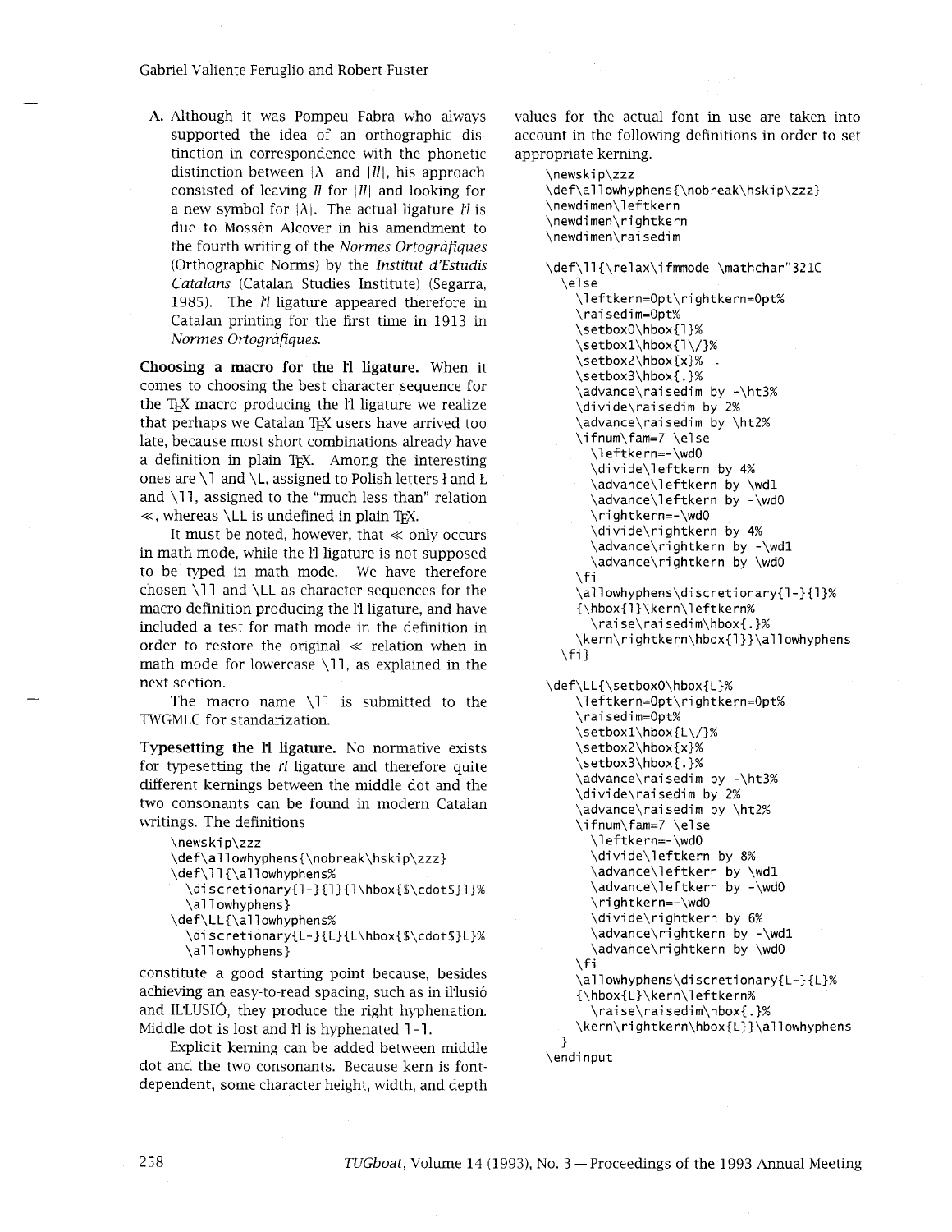A. Although it was Pompeu Fabra who always supported the idea of an orthographic distinction in correspondence with the phonetic distinction between |ʎ| and |*ll*|, his approach consisted of leaving *ll* for |*ll*| and looking for a new symbol for |ʎ|. The actual ligature *l·l* is due to Mossèn Alcover in his amendment to the fourth writing of the *Normes Ortogràfiques* (Orthographic Norms) by the *Institut d'Estudis Catalans* (Catalan Studies Institute) (Segarra, 1985). The *l·l* ligature appeared therefore in Catalan printing for the first time in 1913 in *Normes Ortogràfiques.*

**Choosing a macro for the l·l ligature.** When it comes to choosing the best character sequence for the TeX macro producing the l·l ligature we realize that perhaps we Catalan TeX users have arrived too late, because most short combinations already have a definition in plain TeX. Among the interesting ones are `\l` and `\L`, assigned to Polish letters ł and Ł and `\ll`, assigned to the "much less than" relation $\ll$, whereas `\LL` is undefined in plain TeX.

It must be noted, however, that $\ll$ only occurs in math mode, while the l·l ligature is not supposed to be typed in math mode. We have therefore chosen `\ll` and `\LL` as character sequences for the macro definition producing the l·l ligature, and have included a test for math mode in the definition in order to restore the original $\ll$ relation when in math mode for lowercase `\ll`, as explained in the next section.

The macro name `\ll` is submitted to the TWGMLC for standarization.

**Typesetting the l·l ligature.** No normative exists for typesetting the *l·l* ligature and therefore quite different kernings between the middle dot and the two consonants can be found in modern Catalan writings. The definitions

```
\newskip\zzz
\def\allowhyphens{\nobreak\hskip\zzz}
\def\ll{\allowhyphens%
  \discretionary{l-}{l}{l\hbox{$\cdot$}l}%
  \allowhyphens}
\def\LL{\allowhyphens%
  \discretionary{L-}{L}{L\hbox{$\cdot$}L}%
  \allowhyphens}
```

constitute a good starting point because, besides achieving an easy-to-read spacing, such as in il·lusió and IL·LUSIÓ, they produce the right hyphenation. Middle dot is lost and l·l is hyphenated l-l.

Explicit kerning can be added between middle dot and the two consonants. Because kern is font-dependent, some character height, width, and depth values for the actual font in use are taken into account in the following definitions in order to set appropriate kerning.

```
\newskip\zzz
\def\allowhyphens{\nobreak\hskip\zzz}
\newdimen\leftkern
\newdimen\rightkern
\newdimen\raisedim

\def\ll{\relax\ifmmode \mathchar"321C
  \else
    \leftkern=0pt\rightkern=0pt%
    \raisedim=0pt%
    \setbox0\hbox{l}%
    \setbox1\hbox{l\/}%
    \setbox2\hbox{x}%
    \setbox3\hbox{.}%
    \advance\raisedim by -\ht3%
    \divide\raisedim by 2%
    \advance\raisedim by \ht2%
    \ifnum\fam=7 \else
      \leftkern=-\wd0
      \divide\leftkern by 4%
      \advance\leftkern by \wd1
      \advance\leftkern by -\wd0
      \rightkern=-\wd0
      \divide\rightkern by 4%
      \advance\rightkern by -\wd1
      \advance\rightkern by \wd0
    \fi
    \allowhyphens\discretionary{l-}{l}%
    {\hbox{l}\kern\leftkern%
      \raise\raisedim\hbox{.}%
    \kern\rightkern\hbox{l}}\allowhyphens
  \fi}

\def\LL{\setbox0\hbox{L}%
    \leftkern=0pt\rightkern=0pt%
    \raisedim=0pt%
    \setbox1\hbox{L\/}%
    \setbox2\hbox{x}%
    \setbox3\hbox{.}%
    \advance\raisedim by -\ht3%
    \divide\raisedim by 2%
    \advance\raisedim by \ht2%
    \ifnum\fam=7 \else
      \leftkern=-\wd0
      \divide\leftkern by 8%
      \advance\leftkern by \wd1
      \advance\leftkern by -\wd0
      \rightkern=-\wd0
      \divide\rightkern by 6%
      \advance\rightkern by -\wd1
      \advance\rightkern by \wd0
    \fi
    \allowhyphens\discretionary{L-}{L}%
    {\hbox{L}\kern\leftkern%
      \raise\raisedim\hbox{.}%
    \kern\rightkern\hbox{L}}\allowhyphens
  }
\endinput
```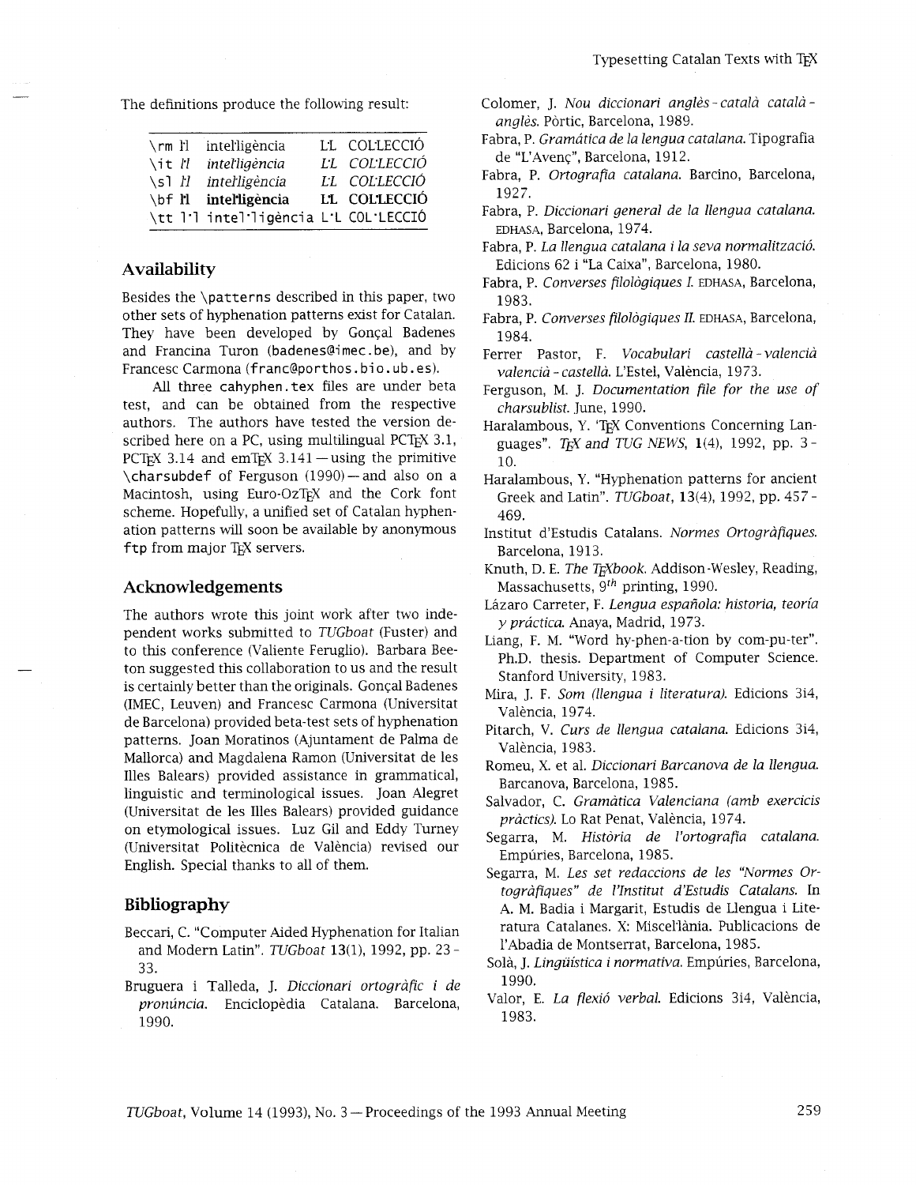The definitions produce the following result:

| | | | |
|---|---|---|---|
| \rm l·l | intel·ligència | L·L | COL·LECCIÓ |
| \it *l·l* | *intel·ligència* | *L·L* | *COL·LECCIÓ* |
| \sl *l·l* | *intel·ligència* | *L·L* | *COL·LECCIÓ* |
| \bf **l·l** | **intel·ligència** | **L·L** | **COL·LECCIÓ** |
| \tt `l·l` | `intel·ligència` | `L·L` | `COL·LECCIÓ` |

## Availability

Besides the `\patterns` described in this paper, two other sets of hyphenation patterns exist for Catalan. They have been developed by Gonçal Badenes and Francina Turon (`badenes@imec.be`), and by Francesc Carmona (`franc@porthos.bio.ub.es`).

All three `cahyphen.tex` files are under beta test, and can be obtained from the respective authors. The authors have tested the version described here on a PC, using multilingual PCTEX 3.1, PCTEX 3.14 and emTEX 3.141 — using the primitive `\charsubdef` of Ferguson (1990) — and also on a Macintosh, using Euro-OzTEX and the Cork font scheme. Hopefully, a unified set of Catalan hyphenation patterns will soon be available by anonymous `ftp` from major TEX servers.

## Acknowledgements

The authors wrote this joint work after two independent works submitted to *TUGboat* (Fuster) and to this conference (Valiente Feruglio). Barbara Beeton suggested this collaboration to us and the result is certainly better than the originals. Gonçal Badenes (IMEC, Leuven) and Francesc Carmona (Universitat de Barcelona) provided beta-test sets of hyphenation patterns. Joan Moratinos (Ajuntament de Palma de Mallorca) and Magdalena Ramon (Universitat de les Illes Balears) provided assistance in grammatical, linguistic and terminological issues. Joan Alegret (Universitat de les Illes Balears) provided guidance on etymological issues. Luz Gil and Eddy Turney (Universitat Politècnica de València) revised our English. Special thanks to all of them.

## Bibliography

Beccari, C. "Computer Aided Hyphenation for Italian and Modern Latin". *TUGboat* **13**(1), 1992, pp. 23–33.

Bruguera i Talleda, J. *Diccionari ortogràfic i de pronúncia*. Enciclopèdia Catalana. Barcelona, 1990.

Colomer, J. *Nou diccionari anglès-català català-anglès*. Pòrtic, Barcelona, 1989.

Fabra, P. *Gramática de la lengua catalana*. Tipografia de "L'Avenç", Barcelona, 1912.

Fabra, P. *Ortografia catalana*. Barcino, Barcelona, 1927.

Fabra, P. *Diccionari general de la llengua catalana*. EDHASA, Barcelona, 1974.

Fabra, P. *La llengua catalana i la seva normalització*. Edicions 62 i "La Caixa", Barcelona, 1980.

Fabra, P. *Converses filològiques I*. EDHASA, Barcelona, 1983.

Fabra, P. *Converses filològiques II*. EDHASA, Barcelona, 1984.

Ferrer Pastor, F. *Vocabulari castellà-valencià valencià-castellà*. L'Estel, València, 1973.

Ferguson, M. J. *Documentation file for the use of charsublist*. June, 1990.

Haralambous, Y. "TEX Conventions Concerning Languages". *TEX and TUG NEWS*, **1**(4), 1992, pp. 3–10.

Haralambous, Y. "Hyphenation patterns for ancient Greek and Latin". *TUGboat*, **13**(4), 1992, pp. 457–469.

Institut d'Estudis Catalans. *Normes Ortogràfiques*. Barcelona, 1913.

Knuth, D. E. *The TEXbook*. Addison-Wesley, Reading, Massachusetts, 9th printing, 1990.

Lázaro Carreter, F. *Lengua española: historia, teoría y práctica*. Anaya, Madrid, 1973.

Liang, F. M. "Word hy-phen-a-tion by com-pu-ter". Ph.D. thesis. Department of Computer Science. Stanford University, 1983.

Mira, J. F. *Som (llengua i literatura)*. Edicions 3i4, València, 1974.

Pitarch, V. *Curs de llengua catalana*. Edicions 3i4, València, 1983.

Romeu, X. et al. *Diccionari Barcanova de la llengua*. Barcanova, Barcelona, 1985.

Salvador, C. *Gramàtica Valenciana (amb exercicis pràctics)*. Lo Rat Penat, València, 1974.

Segarra, M. *Història de l'ortografia catalana*. Empúries, Barcelona, 1985.

Segarra, M. *Les set redaccions de les "Normes Ortogràfiques" de l'Institut d'Estudis Catalans*. In A. M. Badia i Margarit, Estudis de Llengua i Literatura Catalanes. X: Miscel·lània. Publicacions de l'Abadia de Montserrat, Barcelona, 1985.

Solà, J. *Lingüística i normativa*. Empúries, Barcelona, 1990.

Valor, E. *La flexió verbal*. Edicions 3i4, València, 1983.